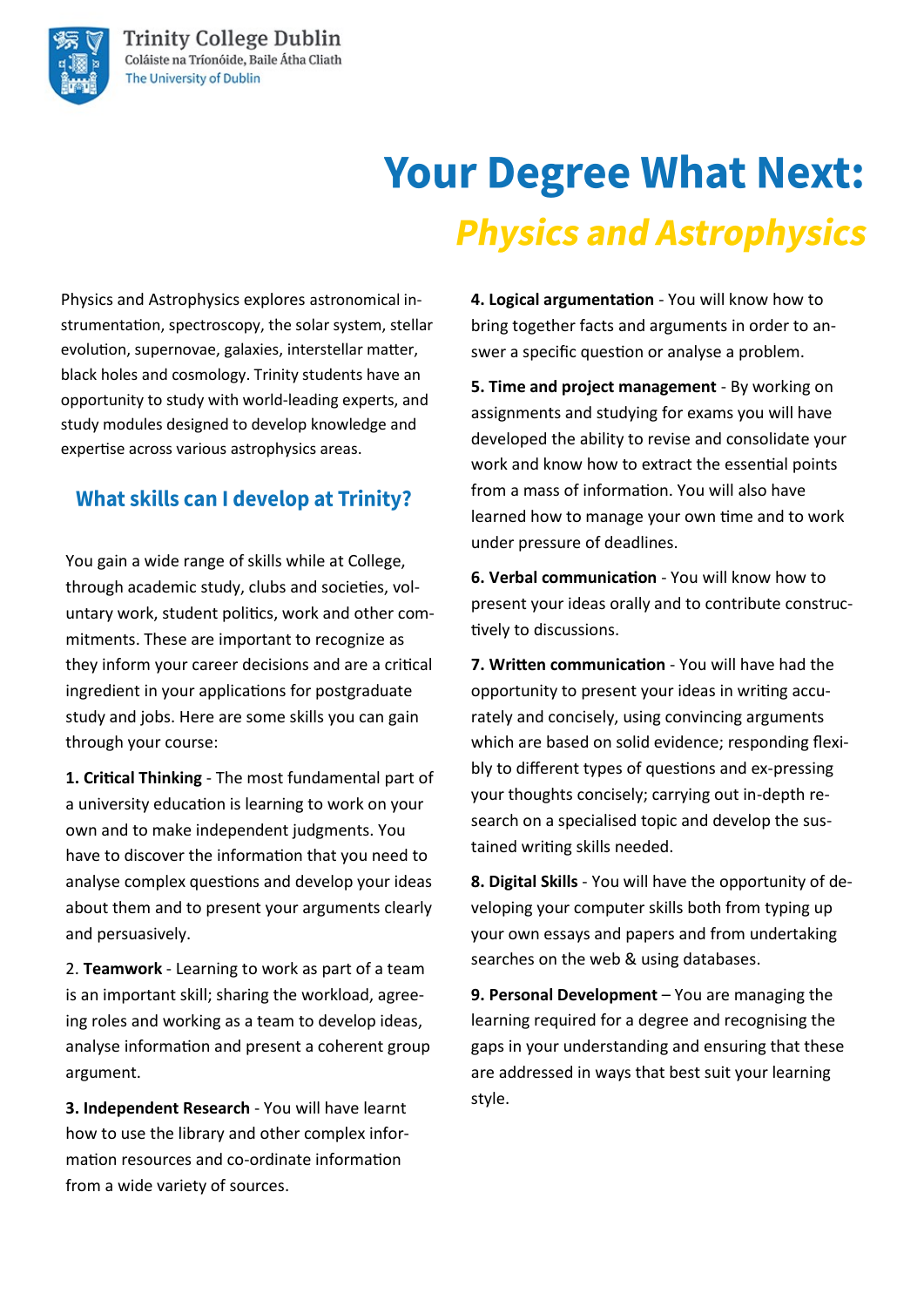Trinity College Dublin
Coláiste na Tríonóide, Baile Átha Cliath
The University of Dublin

# Your Degree What Next:

## *Physics and Astrophysics*

Physics and Astrophysics explores astronomical instrumentation, spectroscopy, the solar system, stellar evolution, supernovae, galaxies, interstellar matter, black holes and cosmology. Trinity students have an opportunity to study with world-leading experts, and study modules designed to develop knowledge and expertise across various astrophysics areas.

### What skills can I develop at Trinity?

You gain a wide range of skills while at College, through academic study, clubs and societies, voluntary work, student politics, work and other commitments. These are important to recognize as they inform your career decisions and are a critical ingredient in your applications for postgraduate study and jobs. Here are some skills you can gain through your course:

**1. Critical Thinking** - The most fundamental part of a university education is learning to work on your own and to make independent judgments. You have to discover the information that you need to analyse complex questions and develop your ideas about them and to present your arguments clearly and persuasively.

2. **Teamwork** - Learning to work as part of a team is an important skill; sharing the workload, agreeing roles and working as a team to develop ideas, analyse information and present a coherent group argument.

**3. Independent Research** - You will have learnt how to use the library and other complex information resources and co-ordinate information from a wide variety of sources.

**4. Logical argumentation** - You will know how to bring together facts and arguments in order to answer a specific question or analyse a problem.

**5. Time and project management** - By working on assignments and studying for exams you will have developed the ability to revise and consolidate your work and know how to extract the essential points from a mass of information. You will also have learned how to manage your own time and to work under pressure of deadlines.

**6. Verbal communication** - You will know how to present your ideas orally and to contribute constructively to discussions.

**7. Written communication** - You will have had the opportunity to present your ideas in writing accurately and concisely, using convincing arguments which are based on solid evidence; responding flexibly to different types of questions and ex-pressing your thoughts concisely; carrying out in-depth research on a specialised topic and develop the sustained writing skills needed.

**8. Digital Skills** - You will have the opportunity of developing your computer skills both from typing up your own essays and papers and from undertaking searches on the web & using databases.

**9. Personal Development** – You are managing the learning required for a degree and recognising the gaps in your understanding and ensuring that these are addressed in ways that best suit your learning style.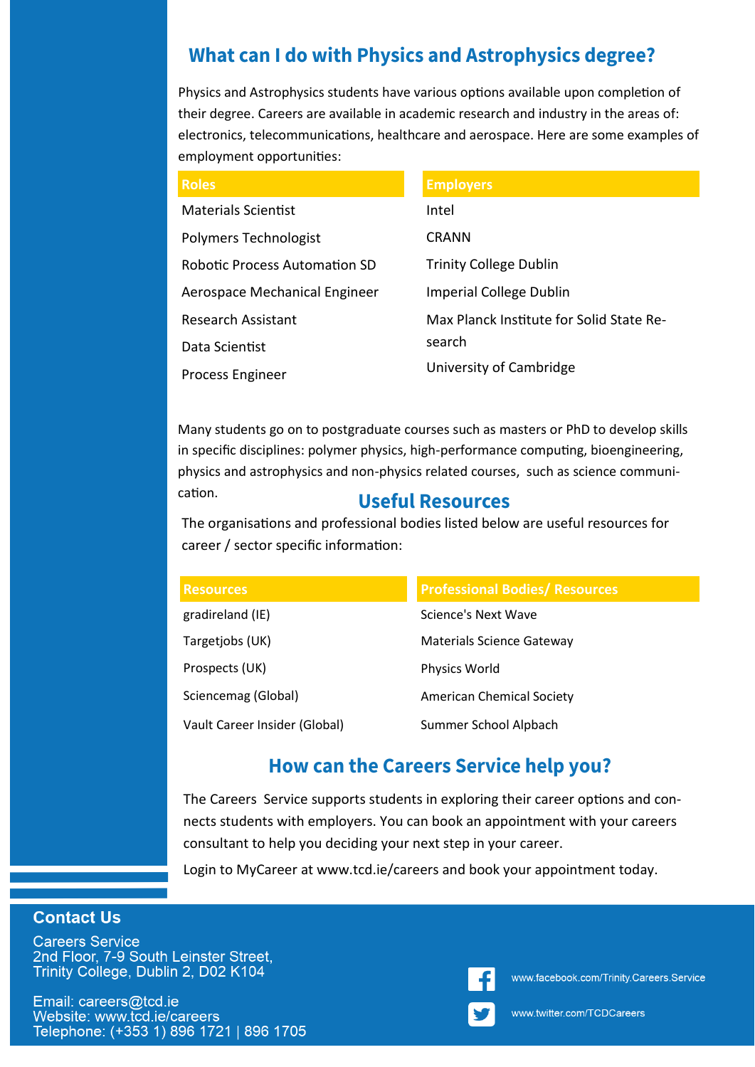## What can I do with Physics and Astrophysics degree?

Physics and Astrophysics students have various options available upon completion of their degree. Careers are available in academic research and industry in the areas of: electronics, telecommunications, healthcare and aerospace. Here are some examples of employment opportunities:

| Roles | Employers |
| --- | --- |
| Materials Scientist | Intel |
| Polymers Technologist | CRANN |
| Robotic Process Automation SD | Trinity College Dublin |
| Aerospace Mechanical Engineer | Imperial College Dublin |
| Research Assistant | Max Planck Institute for Solid State Research |
| Data Scientist | University of Cambridge |
| Process Engineer | |

Many students go on to postgraduate courses such as masters or PhD to develop skills in specific disciplines: polymer physics, high-performance computing, bioengineering, physics and astrophysics and non-physics related courses, such as science communication.

## Useful Resources

The organisations and professional bodies listed below are useful resources for career / sector specific information:

| Resources | Professional Bodies/ Resources |
| --- | --- |
| gradireland (IE) | Science's Next Wave |
| Targetjobs (UK) | Materials Science Gateway |
| Prospects (UK) | Physics World |
| Sciencemag (Global) | American Chemical Society |
| Vault Career Insider (Global) | Summer School Alpbach |

## How can the Careers Service help you?

The Careers Service supports students in exploring their career options and connects students with employers. You can book an appointment with your careers consultant to help you deciding your next step in your career.

Login to MyCareer at www.tcd.ie/careers and book your appointment today.

### Contact Us

Careers Service
2nd Floor, 7-9 South Leinster Street,
Trinity College, Dublin 2, D02 K104

Email: careers@tcd.ie
Website: www.tcd.ie/careers
Telephone: (+353 1) 896 1721 | 896 1705

www.facebook.com/Trinity.Careers.Service

www.twitter.com/TCDCareers